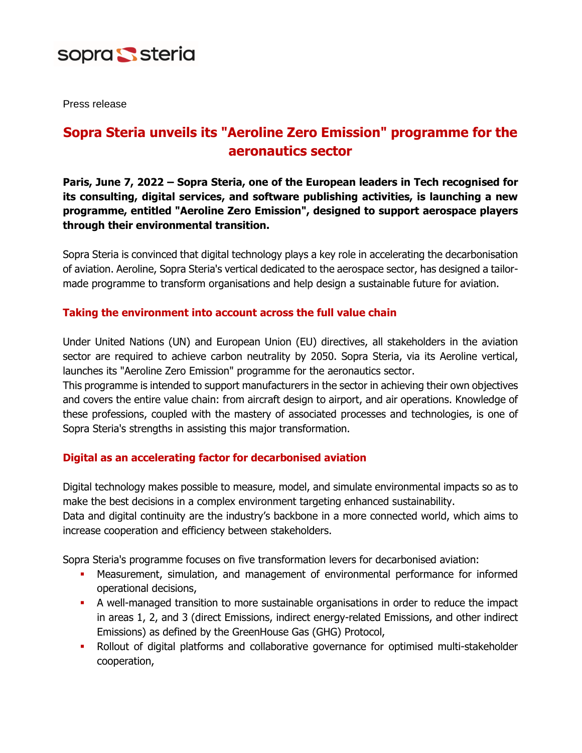Press release

# Sopra Steria unveils its "Aeroline Zero Emission" programme for the aeronautics sector

**Paris, June 7, 2022 – Sopra Steria, one of the European leaders in Tech recognised for its consulting, digital services, and software publishing activities, is launching a new programme, entitled "Aeroline Zero Emission", designed to support aerospace players through their environmental transition.**

Sopra Steria is convinced that digital technology plays a key role in accelerating the decarbonisation of aviation. Aeroline, Sopra Steria's vertical dedicated to the aerospace sector, has designed a tailor-made programme to transform organisations and help design a sustainable future for aviation.

## Taking the environment into account across the full value chain

Under United Nations (UN) and European Union (EU) directives, all stakeholders in the aviation sector are required to achieve carbon neutrality by 2050. Sopra Steria, via its Aeroline vertical, launches its "Aeroline Zero Emission" programme for the aeronautics sector.
This programme is intended to support manufacturers in the sector in achieving their own objectives and covers the entire value chain: from aircraft design to airport, and air operations. Knowledge of these professions, coupled with the mastery of associated processes and technologies, is one of Sopra Steria's strengths in assisting this major transformation.

## Digital as an accelerating factor for decarbonised aviation

Digital technology makes possible to measure, model, and simulate environmental impacts so as to make the best decisions in a complex environment targeting enhanced sustainability.
Data and digital continuity are the industry's backbone in a more connected world, which aims to increase cooperation and efficiency between stakeholders.

Sopra Steria's programme focuses on five transformation levers for decarbonised aviation:

- Measurement, simulation, and management of environmental performance for informed operational decisions,
- A well-managed transition to more sustainable organisations in order to reduce the impact in areas 1, 2, and 3 (direct Emissions, indirect energy-related Emissions, and other indirect Emissions) as defined by the GreenHouse Gas (GHG) Protocol,
- Rollout of digital platforms and collaborative governance for optimised multi-stakeholder cooperation,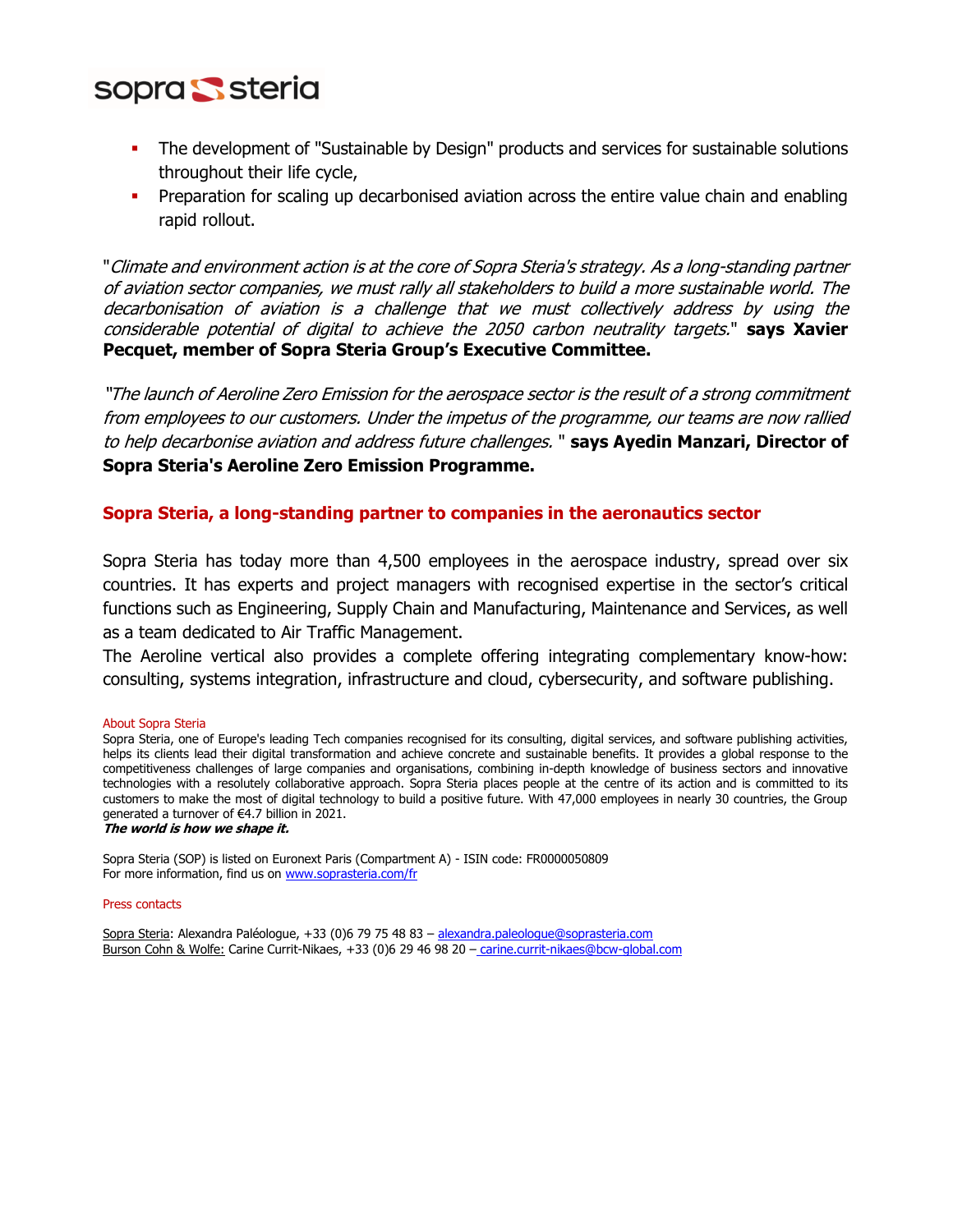- The development of "Sustainable by Design" products and services for sustainable solutions throughout their life cycle,
- Preparation for scaling up decarbonised aviation across the entire value chain and enabling rapid rollout.

"*Climate and environment action is at the core of Sopra Steria's strategy. As a long-standing partner of aviation sector companies, we must rally all stakeholders to build a more sustainable world. The decarbonisation of aviation is a challenge that we must collectively address by using the considerable potential of digital to achieve the 2050 carbon neutrality targets.*" **says Xavier Pecquet, member of Sopra Steria Group's Executive Committee.**

*"The launch of Aeroline Zero Emission for the aerospace sector is the result of a strong commitment from employees to our customers. Under the impetus of the programme, our teams are now rallied to help decarbonise aviation and address future challenges.* " **says Ayedin Manzari, Director of Sopra Steria's Aeroline Zero Emission Programme.**

## Sopra Steria, a long-standing partner to companies in the aeronautics sector

Sopra Steria has today more than 4,500 employees in the aerospace industry, spread over six countries. It has experts and project managers with recognised expertise in the sector's critical functions such as Engineering, Supply Chain and Manufacturing, Maintenance and Services, as well as a team dedicated to Air Traffic Management.

The Aeroline vertical also provides a complete offering integrating complementary know-how: consulting, systems integration, infrastructure and cloud, cybersecurity, and software publishing.

**About Sopra Steria**

Sopra Steria, one of Europe's leading Tech companies recognised for its consulting, digital services, and software publishing activities, helps its clients lead their digital transformation and achieve concrete and sustainable benefits. It provides a global response to the competitiveness challenges of large companies and organisations, combining in-depth knowledge of business sectors and innovative technologies with a resolutely collaborative approach. Sopra Steria places people at the centre of its action and is committed to its customers to make the most of digital technology to build a positive future. With 47,000 employees in nearly 30 countries, the Group generated a turnover of €4.7 billion in 2021.

***The world is how we shape it.***

Sopra Steria (SOP) is listed on Euronext Paris (Compartment A) - ISIN code: FR0000050809
For more information, find us on www.soprasteria.com/fr

**Press contacts**

Sopra Steria: Alexandra Paléologue, +33 (0)6 79 75 48 83 – alexandra.paleologue@soprasteria.com
Burson Cohn & Wolfe: Carine Currit-Nikaes, +33 (0)6 29 46 98 20 – carine.currit-nikaes@bcw-global.com